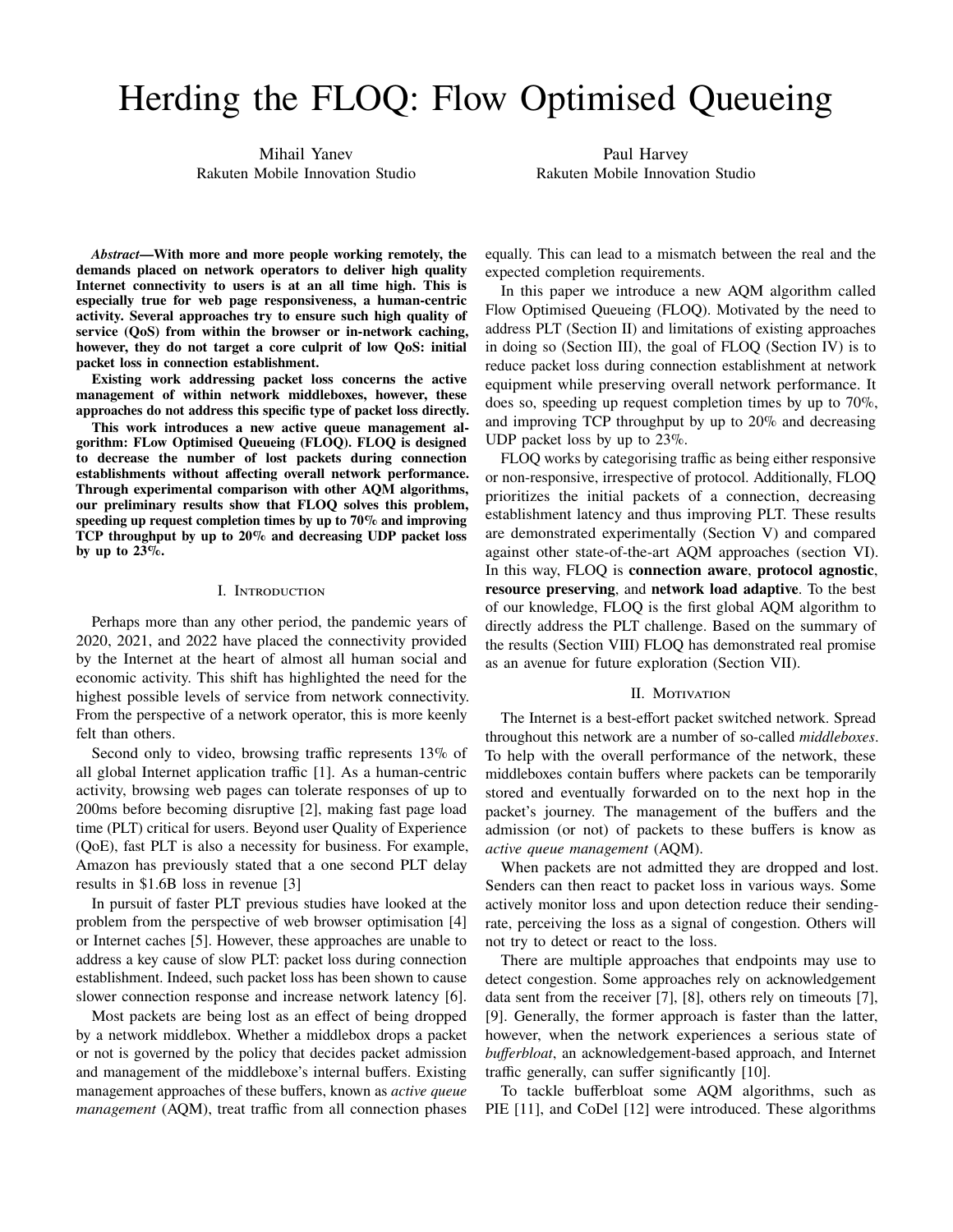# Herding the FLOQ: Flow Optimised Queueing

Mihail Yanev
Rakuten Mobile Innovation Studio

Paul Harvey
Rakuten Mobile Innovation Studio

***Abstract*—With more and more people working remotely, the demands placed on network operators to deliver high quality Internet connectivity to users is at an all time high. This is especially true for web page responsiveness, a human-centric activity. Several approaches try to ensure such high quality of service (QoS) from within the browser or in-network caching, however, they do not target a core culprit of low QoS: initial packet loss in connection establishment.**

**Existing work addressing packet loss concerns the active management of within network middleboxes, however, these approaches do not address this specific type of packet loss directly.**

**This work introduces a new active queue management algorithm: FLow Optimised Queueing (FLOQ). FLOQ is designed to decrease the number of lost packets during connection establishments without affecting overall network performance. Through experimental comparison with other AQM algorithms, our preliminary results show that FLOQ solves this problem, speeding up request completion times by up to 70% and improving TCP throughput by up to 20% and decreasing UDP packet loss by up to 23%.**

## I. Introduction

Perhaps more than any other period, the pandemic years of 2020, 2021, and 2022 have placed the connectivity provided by the Internet at the heart of almost all human social and economic activity. This shift has highlighted the need for the highest possible levels of service from network connectivity. From the perspective of a network operator, this is more keenly felt than others.

Second only to video, browsing traffic represents 13% of all global Internet application traffic [1]. As a human-centric activity, browsing web pages can tolerate responses of up to 200ms before becoming disruptive [2], making fast page load time (PLT) critical for users. Beyond user Quality of Experience (QoE), fast PLT is also a necessity for business. For example, Amazon has previously stated that a one second PLT delay results in $1.6B loss in revenue [3]

In pursuit of faster PLT previous studies have looked at the problem from the perspective of web browser optimisation [4] or Internet caches [5]. However, these approaches are unable to address a key cause of slow PLT: packet loss during connection establishment. Indeed, such packet loss has been shown to cause slower connection response and increase network latency [6].

Most packets are being lost as an effect of being dropped by a network middlebox. Whether a middlebox drops a packet or not is governed by the policy that decides packet admission and management of the middleboxe's internal buffers. Existing management approaches of these buffers, known as *active queue management* (AQM), treat traffic from all connection phases equally. This can lead to a mismatch between the real and the expected completion requirements.

In this paper we introduce a new AQM algorithm called Flow Optimised Queueing (FLOQ). Motivated by the need to address PLT (Section II) and limitations of existing approaches in doing so (Section III), the goal of FLOQ (Section IV) is to reduce packet loss during connection establishment at network equipment while preserving overall network performance. It does so, speeding up request completion times by up to 70%, and improving TCP throughput by up to 20% and decreasing UDP packet loss by up to 23%.

FLOQ works by categorising traffic as being either responsive or non-responsive, irrespective of protocol. Additionally, FLOQ prioritizes the initial packets of a connection, decreasing establishment latency and thus improving PLT. These results are demonstrated experimentally (Section V) and compared against other state-of-the-art AQM approaches (section VI). In this way, FLOQ is **connection aware**, **protocol agnostic**, **resource preserving**, and **network load adaptive**. To the best of our knowledge, FLOQ is the first global AQM algorithm to directly address the PLT challenge. Based on the summary of the results (Section VIII) FLOQ has demonstrated real promise as an avenue for future exploration (Section VII).

## II. Motivation

The Internet is a best-effort packet switched network. Spread throughout this network are a number of so-called *middleboxes*. To help with the overall performance of the network, these middleboxes contain buffers where packets can be temporarily stored and eventually forwarded on to the next hop in the packet's journey. The management of the buffers and the admission (or not) of packets to these buffers is know as *active queue management* (AQM).

When packets are not admitted they are dropped and lost. Senders can then react to packet loss in various ways. Some actively monitor loss and upon detection reduce their sending-rate, perceiving the loss as a signal of congestion. Others will not try to detect or react to the loss.

There are multiple approaches that endpoints may use to detect congestion. Some approaches rely on acknowledgement data sent from the receiver [7], [8], others rely on timeouts [7], [9]. Generally, the former approach is faster than the latter, however, when the network experiences a serious state of *bufferbloat*, an acknowledgement-based approach, and Internet traffic generally, can suffer significantly [10].

To tackle bufferbloat some AQM algorithms, such as PIE [11], and CoDel [12] were introduced. These algorithms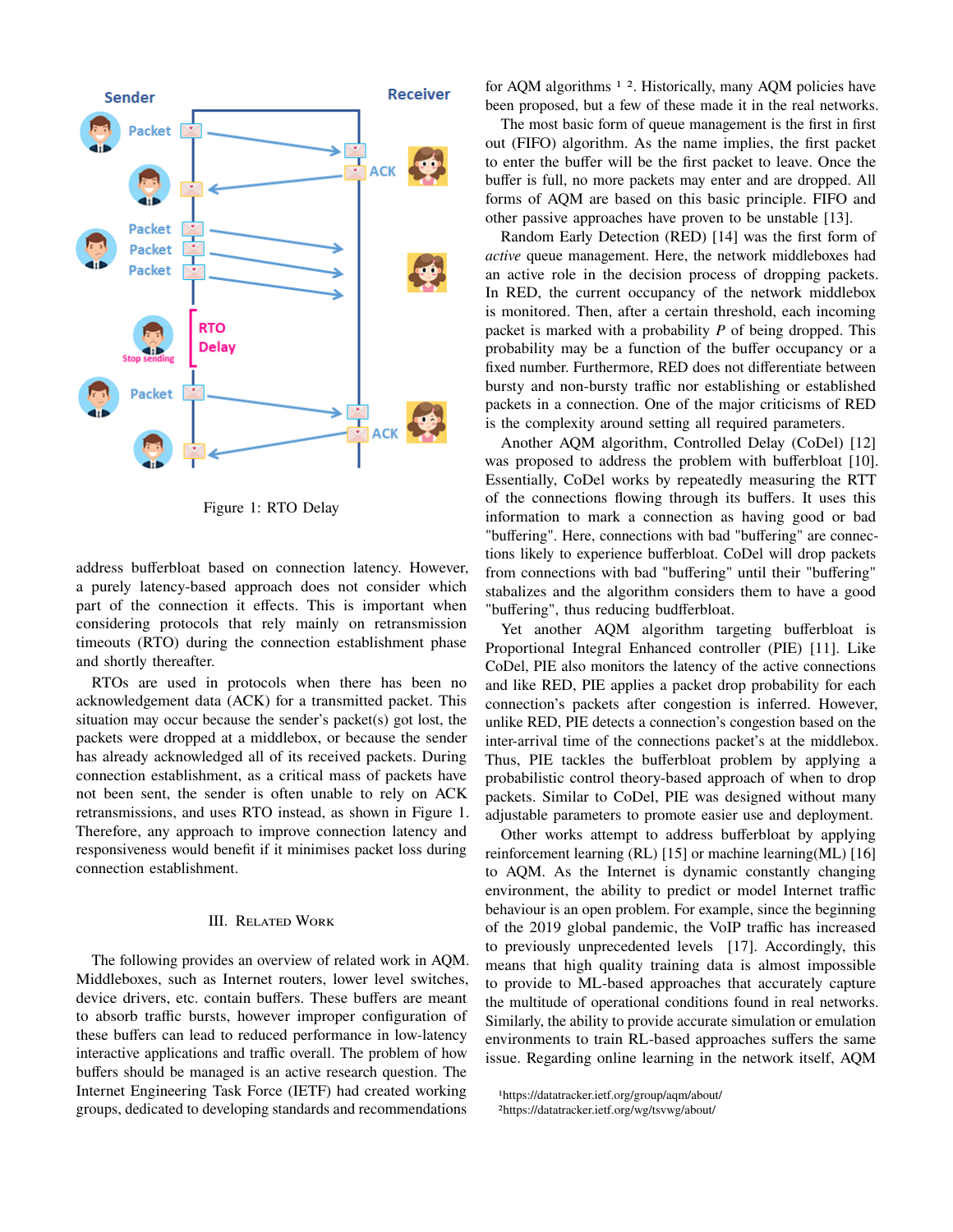Figure 1: RTO Delay

address bufferbloat based on connection latency. However, a purely latency-based approach does not consider which part of the connection it effects. This is important when considering protocols that rely mainly on retransmission timeouts (RTO) during the connection establishment phase and shortly thereafter.

RTOs are used in protocols when there has been no acknowledgement data (ACK) for a transmitted packet. This situation may occur because the sender's packet(s) got lost, the packets were dropped at a middlebox, or because the sender has already acknowledged all of its received packets. During connection establishment, as a critical mass of packets have not been sent, the sender is often unable to rely on ACK retransmissions, and uses RTO instead, as shown in Figure 1. Therefore, any approach to improve connection latency and responsiveness would benefit if it minimises packet loss during connection establishment.

## III. Related Work

The following provides an overview of related work in AQM. Middleboxes, such as Internet routers, lower level switches, device drivers, etc. contain buffers. These buffers are meant to absorb traffic bursts, however improper configuration of these buffers can lead to reduced performance in low-latency interactive applications and traffic overall. The problem of how buffers should be managed is an active research question. The Internet Engineering Task Force (IETF) had created working groups, dedicated to developing standards and recommendations for AQM algorithms [1] [2]. Historically, many AQM policies have been proposed, but a few of these made it in the real networks.

The most basic form of queue management is the first in first out (FIFO) algorithm. As the name implies, the first packet to enter the buffer will be the first packet to leave. Once the buffer is full, no more packets may enter and are dropped. All forms of AQM are based on this basic principle. FIFO and other passive approaches have proven to be unstable [13].

Random Early Detection (RED) [14] was the first form of *active* queue management. Here, the network middleboxes had an active role in the decision process of dropping packets. In RED, the current occupancy of the network middlebox is monitored. Then, after a certain threshold, each incoming packet is marked with a probability $P$ of being dropped. This probability may be a function of the buffer occupancy or a fixed number. Furthermore, RED does not differentiate between bursty and non-bursty traffic nor establishing or established packets in a connection. One of the major criticisms of RED is the complexity around setting all required parameters.

Another AQM algorithm, Controlled Delay (CoDel) [12] was proposed to address the problem with bufferbloat [10]. Essentially, CoDel works by repeatedly measuring the RTT of the connections flowing through its buffers. It uses this information to mark a connection as having good or bad "buffering". Here, connections with bad "buffering" are connections likely to experience bufferbloat. CoDel will drop packets from connections with bad "buffering" until their "buffering" stabalizes and the algorithm considers them to have a good "buffering", thus reducing budfferbloat.

Yet another AQM algorithm targeting bufferbloat is Proportional Integral Enhanced controller (PIE) [11]. Like CoDel, PIE also monitors the latency of the active connections and like RED, PIE applies a packet drop probability for each connection's packets after congestion is inferred. However, unlike RED, PIE detects a connection's congestion based on the inter-arrival time of the connections packet's at the middlebox. Thus, PIE tackles the bufferbloat problem by applying a probabilistic control theory-based approach of when to drop packets. Similar to CoDel, PIE was designed without many adjustable parameters to promote easier use and deployment.

Other works attempt to address bufferbloat by applying reinforcement learning (RL) [15] or machine learning(ML) [16] to AQM. As the Internet is dynamic constantly changing environment, the ability to predict or model Internet traffic behaviour is an open problem. For example, since the beginning of the 2019 global pandemic, the VoIP traffic has increased to previously unprecedented levels [17]. Accordingly, this means that high quality training data is almost impossible to provide to ML-based approaches that accurately capture the multitude of operational conditions found in real networks. Similarly, the ability to provide accurate simulation or emulation environments to train RL-based approaches suffers the same issue. Regarding online learning in the network itself, AQM

[1] https://datatracker.ietf.org/group/aqm/about/
[2] https://datatracker.ietf.org/wg/tsvwg/about/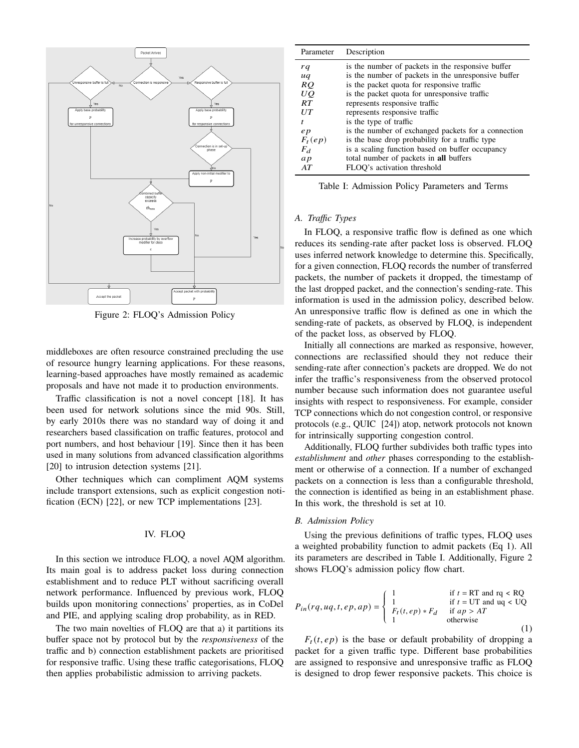Figure 2: FLOQ's Admission Policy

middleboxes are often resource constrained precluding the use of resource hungry learning applications. For these reasons, learning-based approaches have mostly remained as academic proposals and have not made it to production environments.

Traffic classification is not a novel concept [18]. It has been used for network solutions since the mid 90s. Still, by early 2010s there was no standard way of doing it and researchers based classification on traffic features, protocol and port numbers, and host behaviour [19]. Since then it has been used in many solutions from advanced classification algorithms [20] to intrusion detection systems [21].

Other techniques which can compliment AQM systems include transport extensions, such as explicit congestion notification (ECN) [22], or new TCP implementations [23].

## IV. FLOQ

In this section we introduce FLOQ, a novel AQM algorithm. Its main goal is to address packet loss during connection establishment and to reduce PLT without sacrificing overall network performance. Influenced by previous work, FLOQ builds upon monitoring connections' properties, as in CoDel and PIE, and applying scaling drop probability, as in RED.

The two main novelties of FLOQ are that a) it partitions its buffer space not by protocol but by the *responsiveness* of the traffic and b) connection establishment packets are prioritised for responsive traffic. Using these traffic categorisations, FLOQ then applies probabilistic admission to arriving packets.

| Parameter | Description |
|---|---|
| $rq$ | is the number of packets in the responsive buffer |
| $uq$ | is the number of packets in the unresponsive buffer |
| $RQ$ | is the packet quota for responsive traffic |
| $UQ$ | is the packet quota for unresponsive traffic |
| $RT$ | represents responsive traffic |
| $UT$ | represents responsive traffic |
| $t$ | is the type of traffic |
| $ep$ | is the number of exchanged packets for a connection |
| $F_t(ep)$ | is the base drop probability for a traffic type |
| $F_d$ | is a scaling function based on buffer occupancy |
| $ap$ | total number of packets in **all** buffers |
| $AT$ | FLOQ's activation threshold |

Table I: Admission Policy Parameters and Terms

### A. Traffic Types

In FLOQ, a responsive traffic flow is defined as one which reduces its sending-rate after packet loss is observed. FLOQ uses inferred network knowledge to determine this. Specifically, for a given connection, FLOQ records the number of transferred packets, the number of packets it dropped, the timestamp of the last dropped packet, and the connection's sending-rate. This information is used in the admission policy, described below. An unresponsive traffic flow is defined as one in which the sending-rate of packets, as observed by FLOQ, is independent of the packet loss, as observed by FLOQ.

Initially all connections are marked as responsive, however, connections are reclassified should they not reduce their sending-rate after connection's packets are dropped. We do not infer the traffic's responsiveness from the observed protocol number because such information does not guarantee useful insights with respect to responsiveness. For example, consider TCP connections which do not congestion control, or responsive protocols (e.g., QUIC [24]) atop, network protocols not known for intrinsically supporting congestion control.

Additionally, FLOQ further subdivides both traffic types into *establishment* and *other* phases corresponding to the establishment or otherwise of a connection. If a number of exchanged packets on a connection is less than a configurable threshold, the connection is identified as being in an establishment phase. In this work, the threshold is set at 10.

### B. Admission Policy

Using the previous definitions of traffic types, FLOQ uses a weighted probability function to admit packets (Eq 1). All its parameters are described in Table I. Additionally, Figure 2 shows FLOQ's admission policy flow chart.

$$P_{in}(rq, uq, t, ep, ap) = \begin{cases} 1 & \text{if } t = \text{RT and rq} < \text{RQ} \\ 1 & \text{if } t = \text{UT and uq} < \text{UQ} \\ F_t(t, ep) * F_d & \text{if } ap > AT \\ 1 & \text{otherwise} \end{cases} \quad (1)$$

$F_t(t, ep)$ is the base or default probability of dropping a packet for a given traffic type. Different base probabilities are assigned to responsive and unresponsive traffic as FLOQ is designed to drop fewer responsive packets. This choice is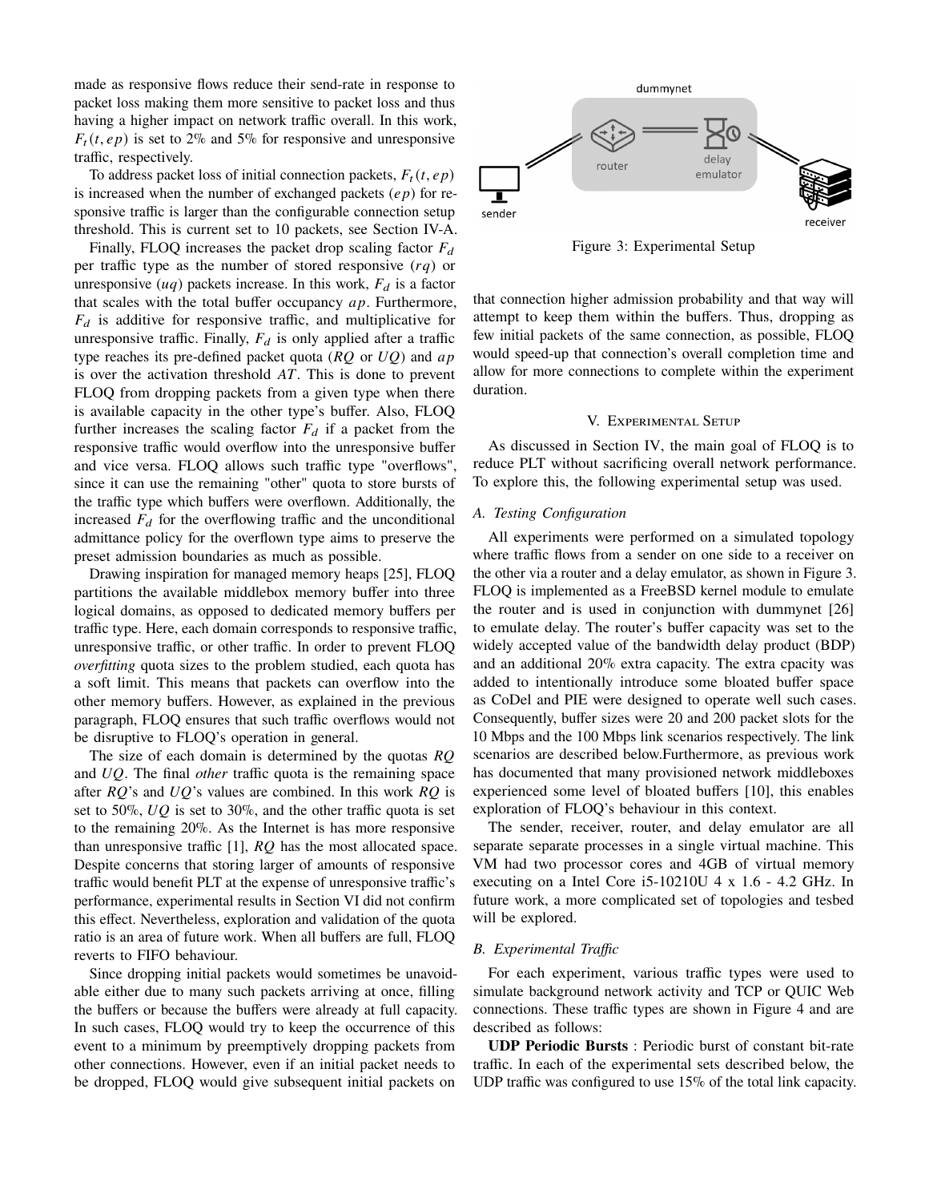made as responsive flows reduce their send-rate in response to packet loss making them more sensitive to packet loss and thus having a higher impact on network traffic overall. In this work, $F_t(t, ep)$ is set to 2% and 5% for responsive and unresponsive traffic, respectively.

To address packet loss of initial connection packets, $F_t(t, ep)$ is increased when the number of exchanged packets ($ep$) for responsive traffic is larger than the configurable connection setup threshold. This is current set to 10 packets, see Section IV-A.

Finally, FLOQ increases the packet drop scaling factor $F_d$ per traffic type as the number of stored responsive ($rq$) or unresponsive ($uq$) packets increase. In this work, $F_d$ is a factor that scales with the total buffer occupancy $ap$. Furthermore, $F_d$ is additive for responsive traffic, and multiplicative for unresponsive traffic. Finally, $F_d$ is only applied after a traffic type reaches its pre-defined packet quota ($RQ$ or $UQ$) and $ap$ is over the activation threshold $AT$. This is done to prevent FLOQ from dropping packets from a given type when there is available capacity in the other type's buffer. Also, FLOQ further increases the scaling factor $F_d$ if a packet from the responsive traffic would overflow into the unresponsive buffer and vice versa. FLOQ allows such traffic type "overflows", since it can use the remaining "other" quota to store bursts of the traffic type which buffers were overflown. Additionally, the increased $F_d$ for the overflowing traffic and the unconditional admittance policy for the overflown type aims to preserve the preset admission boundaries as much as possible.

Drawing inspiration for managed memory heaps [25], FLOQ partitions the available middlebox memory buffer into three logical domains, as opposed to dedicated memory buffers per traffic type. Here, each domain corresponds to responsive traffic, unresponsive traffic, or other traffic. In order to prevent FLOQ *overfitting* quota sizes to the problem studied, each quota has a soft limit. This means that packets can overflow into the other memory buffers. However, as explained in the previous paragraph, FLOQ ensures that such traffic overflows would not be disruptive to FLOQ's operation in general.

The size of each domain is determined by the quotas $RQ$ and $UQ$. The final *other* traffic quota is the remaining space after $RQ$'s and $UQ$'s values are combined. In this work $RQ$ is set to 50%, $UQ$ is set to 30%, and the other traffic quota is set to the remaining 20%. As the Internet is has more responsive than unresponsive traffic [1], $RQ$ has the most allocated space. Despite concerns that storing larger of amounts of responsive traffic would benefit PLT at the expense of unresponsive traffic's performance, experimental results in Section VI did not confirm this effect. Nevertheless, exploration and validation of the quota ratio is an area of future work. When all buffers are full, FLOQ reverts to FIFO behaviour.

Since dropping initial packets would sometimes be unavoidable either due to many such packets arriving at once, filling the buffers or because the buffers were already at full capacity. In such cases, FLOQ would try to keep the occurrence of this event to a minimum by preemptively dropping packets from other connections. However, even if an initial packet needs to be dropped, FLOQ would give subsequent initial packets on that connection higher admission probability and that way will attempt to keep them within the buffers. Thus, dropping as few initial packets of the same connection, as possible, FLOQ would speed-up that connection's overall completion time and allow for more connections to complete within the experiment duration.

Figure 3: Experimental Setup

## V. Experimental Setup

As discussed in Section IV, the main goal of FLOQ is to reduce PLT without sacrificing overall network performance. To explore this, the following experimental setup was used.

### A. Testing Configuration

All experiments were performed on a simulated topology where traffic flows from a sender on one side to a receiver on the other via a router and a delay emulator, as shown in Figure 3. FLOQ is implemented as a FreeBSD kernel module to emulate the router and is used in conjunction with dummynet [26] to emulate delay. The router's buffer capacity was set to the widely accepted value of the bandwidth delay product (BDP) and an additional 20% extra capacity. The extra cpacity was added to intentionally introduce some bloated buffer space as CoDeL and PIE were designed to operate well such cases. Consequently, buffer sizes were 20 and 200 packet slots for the 10 Mbps and the 100 Mbps link scenarios respectively. The link scenarios are described below.Furthermore, as previous work has documented that many provisioned network middleboxes experienced some level of bloated buffers [10], this enables exploration of FLOQ's behaviour in this context.

The sender, receiver, router, and delay emulator are all separate separate processes in a single virtual machine. This VM had two processor cores and 4GB of virtual memory executing on a Intel Core i5-10210U 4 x 1.6 - 4.2 GHz. In future work, a more complicated set of topologies and tesbed will be explored.

### B. Experimental Traffic

For each experiment, various traffic types were used to simulate background network activity and TCP or QUIC Web connections. These traffic types are shown in Figure 4 and are described as follows:

**UDP Periodic Bursts** : Periodic burst of constant bit-rate traffic. In each of the experimental sets described below, the UDP traffic was configured to use 15% of the total link capacity.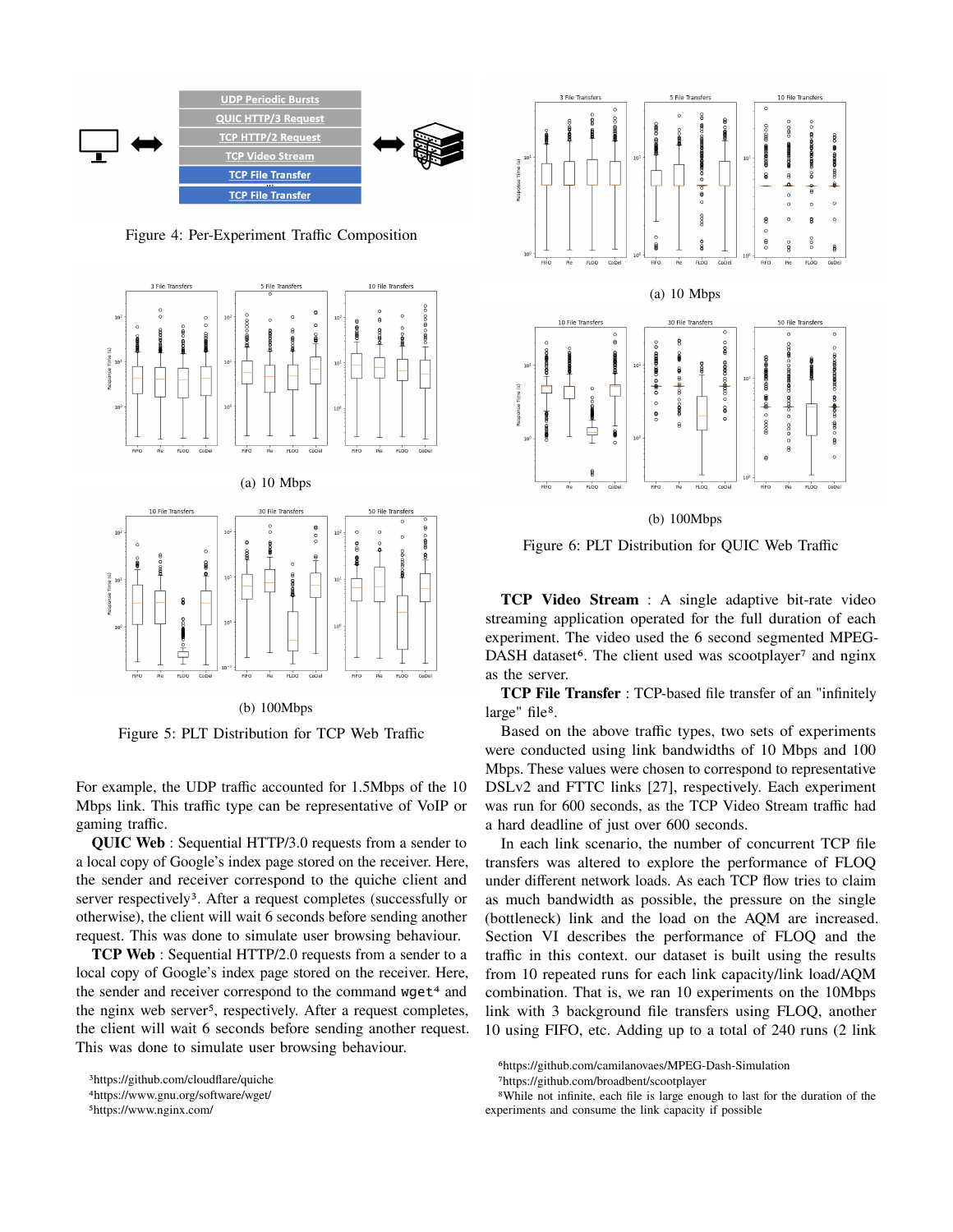Figure 4: Per-Experiment Traffic Composition

(a) 10 Mbps

(b) 100Mbps

Figure 5: PLT Distribution for TCP Web Traffic

For example, the UDP traffic accounted for 1.5Mbps of the 10 Mbps link. This traffic type can be representative of VoIP or gaming traffic.

**QUIC Web** : Sequential HTTP/3.0 requests from a sender to a local copy of Google's index page stored on the receiver. Here, the sender and receiver correspond to the quiche client and server respectively[3]. After a request completes (successfully or otherwise), the client will wait 6 seconds before sending another request. This was done to simulate user browsing behaviour.

**TCP Web** : Sequential HTTP/2.0 requests from a sender to a local copy of Google's index page stored on the receiver. Here, the sender and receiver correspond to the command `wget`[4] and the nginx web server[5], respectively. After a request completes, the client will wait 6 seconds before sending another request. This was done to simulate user browsing behaviour.

[3]https://github.com/cloudflare/quiche

[4]https://www.gnu.org/software/wget/

[5]https://www.nginx.com/

(a) 10 Mbps

(b) 100Mbps

Figure 6: PLT Distribution for QUIC Web Traffic

**TCP Video Stream** : A single adaptive bit-rate video streaming application operated for the full duration of each experiment. The video used the 6 second segmented MPEG-DASH dataset[6]. The client used was scootplayer[7] and nginx as the server.

**TCP File Transfer** : TCP-based file transfer of an "infinitely large" file[8].

Based on the above traffic types, two sets of experiments were conducted using link bandwidths of 10 Mbps and 100 Mbps. These values were chosen to correspond to representative DSLv2 and FTTC links [27], respectively. Each experiment was run for 600 seconds, as the TCP Video Stream traffic had a hard deadline of just over 600 seconds.

In each link scenario, the number of concurrent TCP file transfers was altered to explore the performance of FLOQ under different network loads. As each TCP flow tries to claim as much bandwidth as possible, the pressure on the single (bottleneck) link and the load on the AQM are increased. Section VI describes the performance of FLOQ and the traffic in this context. our dataset is built using the results from 10 repeated runs for each link capacity/link load/AQM combination. That is, we ran 10 experiments on the 10Mbps link with 3 background file transfers using FLOQ, another 10 using FIFO, etc. Adding up to a total of 240 runs (2 link

[6]https://github.com/camilanovaes/MPEG-Dash-Simulation

[7]https://github.com/broadbent/scootplayer

[8]While not infinite, each file is large enough to last for the duration of the experiments and consume the link capacity if possible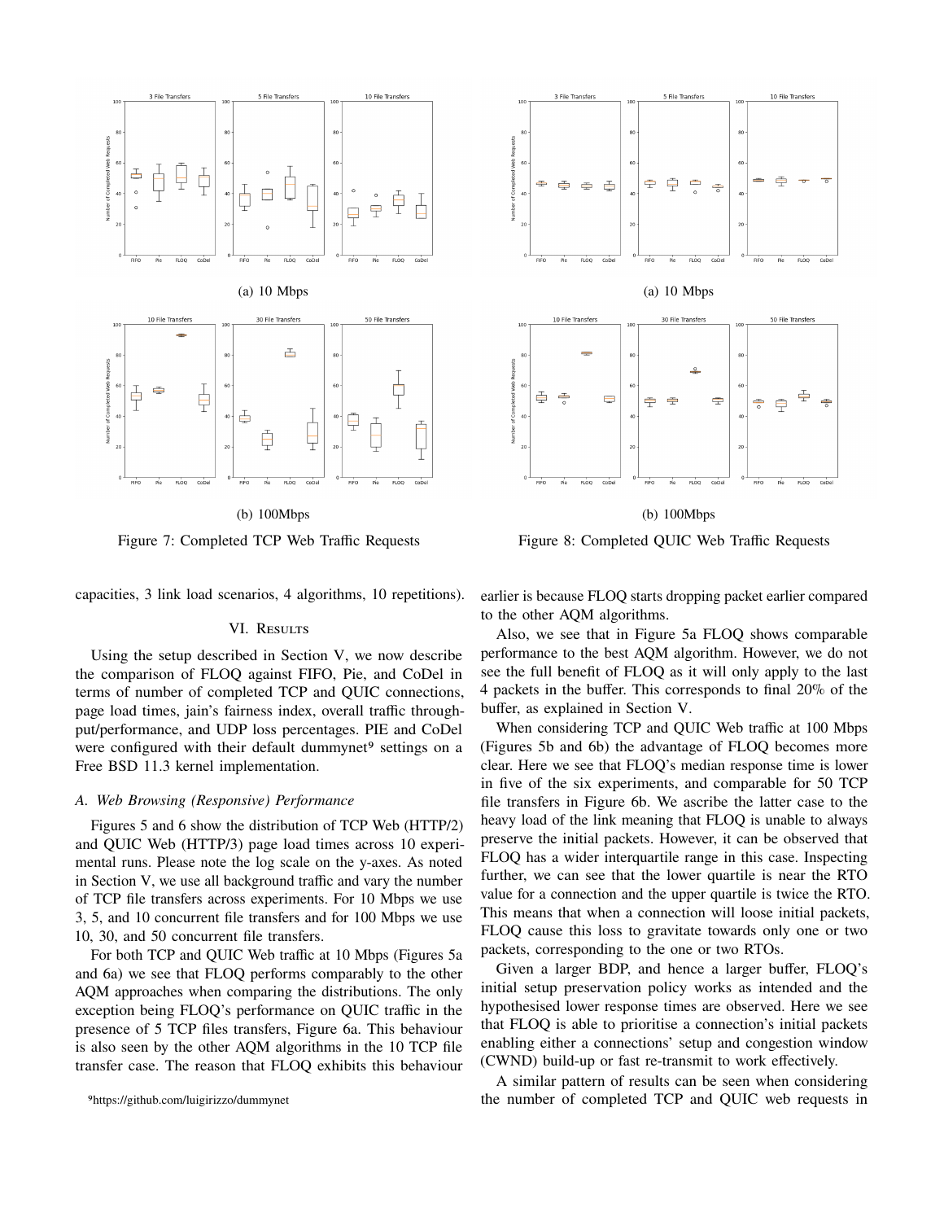(a) 10 Mbps

(b) 100Mbps

Figure 7: Completed TCP Web Traffic Requests

(a) 10 Mbps

(b) 100Mbps

Figure 8: Completed QUIC Web Traffic Requests

capacities, 3 link load scenarios, 4 algorithms, 10 repetitions).

## VI. Results

Using the setup described in Section V, we now describe the comparison of FLOQ against FIFO, Pie, and CoDel in terms of number of completed TCP and QUIC connections, page load times, jain's fairness index, overall traffic throughput/performance, and UDP loss percentages. PIE and CoDel were configured with their default dummynet[9] settings on a Free BSD 11.3 kernel implementation.

### A. Web Browsing (Responsive) Performance

Figures 5 and 6 show the distribution of TCP Web (HTTP/2) and QUIC Web (HTTP/3) page load times across 10 experimental runs. Please note the log scale on the y-axes. As noted in Section V, we use all background traffic and vary the number of TCP file transfers across experiments. For 10 Mbps we use 3, 5, and 10 concurrent file transfers and for 100 Mbps we use 10, 30, and 50 concurrent file transfers.

For both TCP and QUIC Web traffic at 10 Mbps (Figures 5a and 6a) we see that FLOQ performs comparably to the other AQM approaches when comparing the distributions. The only exception being FLOQ's performance on QUIC traffic in the presence of 5 TCP files transfers, Figure 6a. This behaviour is also seen by the other AQM algorithms in the 10 TCP file transfer case. The reason that FLOQ exhibits this behaviour earlier is because FLOQ starts dropping packet earlier compared to the other AQM algorithms.

Also, we see that in Figure 5a FLOQ shows comparable performance to the best AQM algorithm. However, we do not see the full benefit of FLOQ as it will only apply to the last 4 packets in the buffer. This corresponds to final 20% of the buffer, as explained in Section V.

When considering TCP and QUIC Web traffic at 100 Mbps (Figures 5b and 6b) the advantage of FLOQ becomes more clear. Here we see that FLOQ's median response time is lower in five of the six experiments, and comparable for 50 TCP file transfers in Figure 6b. We ascribe the latter case to the heavy load of the link meaning that FLOQ is unable to always preserve the initial packets. However, it can be observed that FLOQ has a wider interquartile range in this case. Inspecting further, we can see that the lower quartile is near the RTO value for a connection and the upper quartile is twice the RTO. This means that when a connection will loose initial packets, FLOQ cause this loss to gravitate towards only one or two packets, corresponding to the one or two RTOs.

Given a larger BDP, and hence a larger buffer, FLOQ's initial setup preservation policy works as intended and the hypothesised lower response times are observed. Here we see that FLOQ is able to prioritise a connection's initial packets enabling either a connections' setup and congestion window (CWND) build-up or fast re-transmit to work effectively.

A similar pattern of results can be seen when considering the number of completed TCP and QUIC web requests in

[9] https://github.com/luigirizzo/dummynet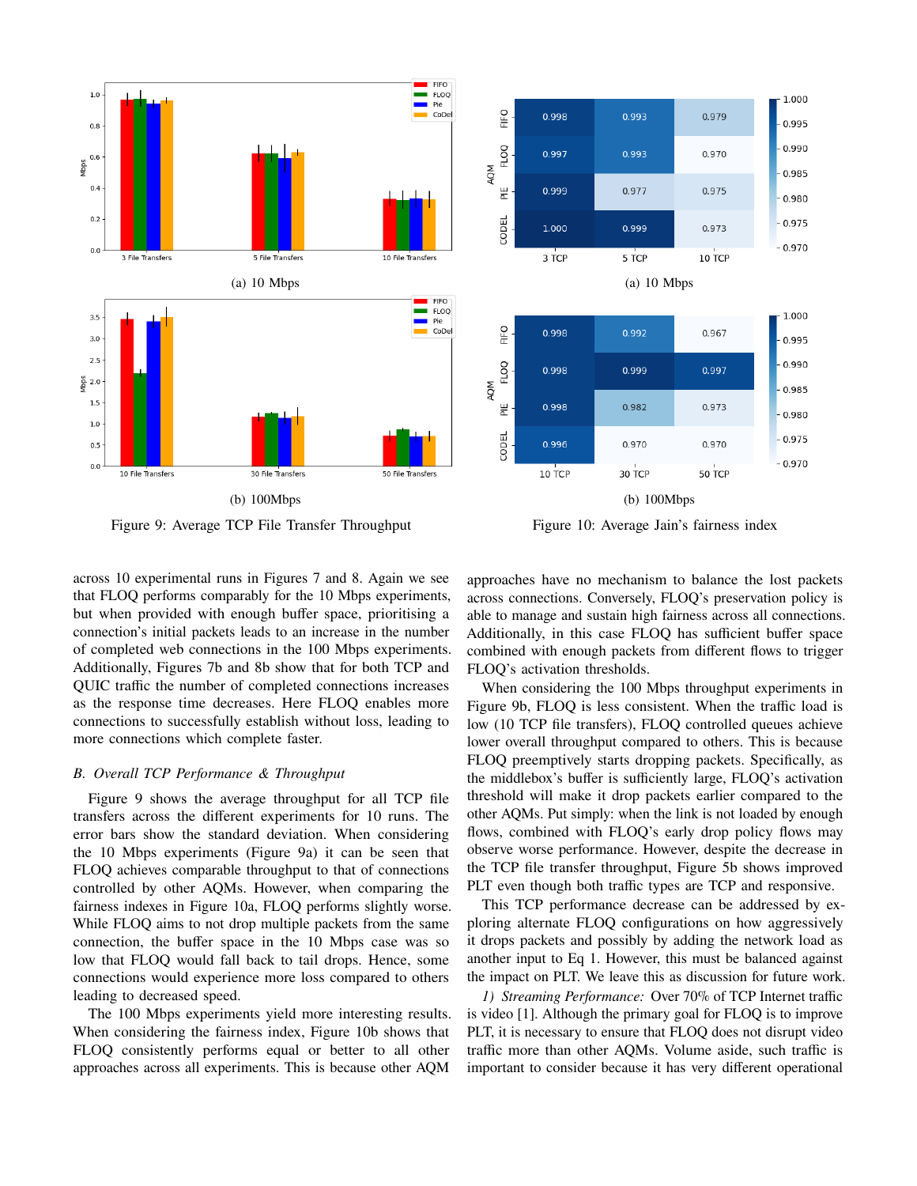(a) 10 Mbps

(b) 100Mbps

Figure 9: Average TCP File Transfer Throughput

(a) 10 Mbps

(b) 100Mbps

Figure 10: Average Jain's fairness index

across 10 experimental runs in Figures 7 and 8. Again we see that FLOQ performs comparably for the 10 Mbps experiments, but when provided with enough buffer space, prioritising a connection's initial packets leads to an increase in the number of completed web connections in the 100 Mbps experiments. Additionally, Figures 7b and 8b show that for both TCP and QUIC traffic the number of completed connections increases as the response time decreases. Here FLOQ enables more connections to successfully establish without loss, leading to more connections which complete faster.

### *B. Overall TCP Performance & Throughput*

Figure 9 shows the average throughput for all TCP file transfers across the different experiments for 10 runs. The error bars show the standard deviation. When considering the 10 Mbps experiments (Figure 9a) it can be seen that FLOQ achieves comparable throughput to that of connections controlled by other AQMs. However, when comparing the fairness indexes in Figure 10a, FLOQ performs slightly worse. While FLOQ aims to not drop multiple packets from the same connection, the buffer space in the 10 Mbps case was so low that FLOQ would fall back to tail drops. Hence, some connections would experience more loss compared to others leading to decreased speed.

The 100 Mbps experiments yield more interesting results. When considering the fairness index, Figure 10b shows that FLOQ consistently performs equal or better to all other approaches across all experiments. This is because other AQM approaches have no mechanism to balance the lost packets across connections. Conversely, FLOQ's preservation policy is able to manage and sustain high fairness across all connections. Additionally, in this case FLOQ has sufficient buffer space combined with enough packets from different flows to trigger FLOQ's activation thresholds.

When considering the 100 Mbps throughput experiments in Figure 9b, FLOQ is less consistent. When the traffic load is low (10 TCP file transfers), FLOQ controlled queues achieve lower overall throughput compared to others. This is because FLOQ preemptively starts dropping packets. Specifically, as the middlebox's buffer is sufficiently large, FLOQ's activation threshold will make it drop packets earlier compared to the other AQMs. Put simply: when the link is not loaded by enough flows, combined with FLOQ's early drop policy flows may observe worse performance. However, despite the decrease in the TCP file transfer throughput, Figure 5b shows improved PLT even though both traffic types are TCP and responsive.

This TCP performance decrease can be addressed by exploring alternate FLOQ configurations on how aggressively it drops packets and possibly by adding the network load as another input to Eq 1. However, this must be balanced against the impact on PLT. We leave this as discussion for future work.

*1) Streaming Performance:* Over 70% of TCP Internet traffic is video [1]. Although the primary goal for FLOQ is to improve PLT, it is necessary to ensure that FLOQ does not disrupt video traffic more than other AQMs. Volume aside, such traffic is important to consider because it has very different operational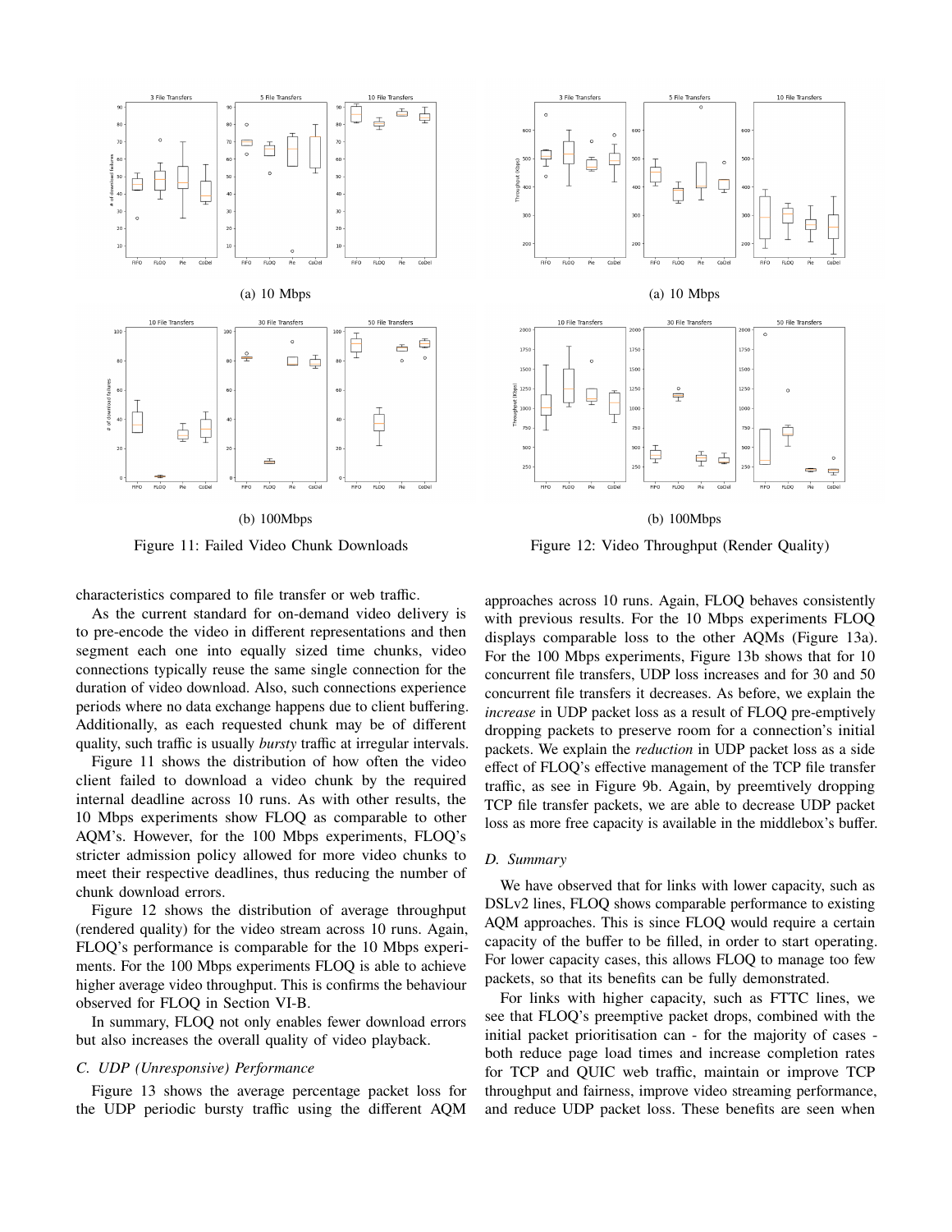(a) 10 Mbps

(b) 100Mbps

Figure 11: Failed Video Chunk Downloads

(a) 10 Mbps

(b) 100Mbps

Figure 12: Video Throughput (Render Quality)

characteristics compared to file transfer or web traffic.

As the current standard for on-demand video delivery is to pre-encode the video in different representations and then segment each one into equally sized time chunks, video connections typically reuse the same single connection for the duration of video download. Also, such connections experience periods where no data exchange happens due to client buffering. Additionally, as each requested chunk may be of different quality, such traffic is usually *bursty* traffic at irregular intervals.

Figure 11 shows the distribution of how often the video client failed to download a video chunk by the required internal deadline across 10 runs. As with other results, the 10 Mbps experiments show FLOQ as comparable to other AQM's. However, for the 100 Mbps experiments, FLOQ's stricter admission policy allowed for more video chunks to meet their respective deadlines, thus reducing the number of chunk download errors.

Figure 12 shows the distribution of average throughput (rendered quality) for the video stream across 10 runs. Again, FLOQ's performance is comparable for the 10 Mbps experiments. For the 100 Mbps experiments FLOQ is able to achieve higher average video throughput. This is confirms the behaviour observed for FLOQ in Section VI-B.

In summary, FLOQ not only enables fewer download errors but also increases the overall quality of video playback.

### C. UDP (Unresponsive) Performance

Figure 13 shows the average percentage packet loss for the UDP periodic bursty traffic using the different AQM approaches across 10 runs. Again, FLOQ behaves consistently with previous results. For the 10 Mbps experiments FLOQ displays comparable loss to the other AQMs (Figure 13a). For the 100 Mbps experiments, Figure 13b shows that for 10 concurrent file transfers, UDP loss increases and for 30 and 50 concurrent file transfers it decreases. As before, we explain the *increase* in UDP packet loss as a result of FLOQ pre-emptively dropping packets to preserve room for a connection's initial packets. We explain the *reduction* in UDP packet loss as a side effect of FLOQ's effective management of the TCP file transfer traffic, as see in Figure 9b. Again, by preemtively dropping TCP file transfer packets, we are able to decrease UDP packet loss as more free capacity is available in the middlebox's buffer.

### D. Summary

We have observed that for links with lower capacity, such as DSLv2 lines, FLOQ shows comparable performance to existing AQM approaches. This is since FLOQ would require a certain capacity of the buffer to be filled, in order to start operating. For lower capacity cases, this allows FLOQ to manage too few packets, so that its benefits can be fully demonstrated.

For links with higher capacity, such as FTTC lines, we see that FLOQ's preemptive packet drops, combined with the initial packet prioritisation can - for the majority of cases - both reduce page load times and increase completion rates for TCP and QUIC web traffic, maintain or improve TCP throughput and fairness, improve video streaming performance, and reduce UDP packet loss. These benefits are seen when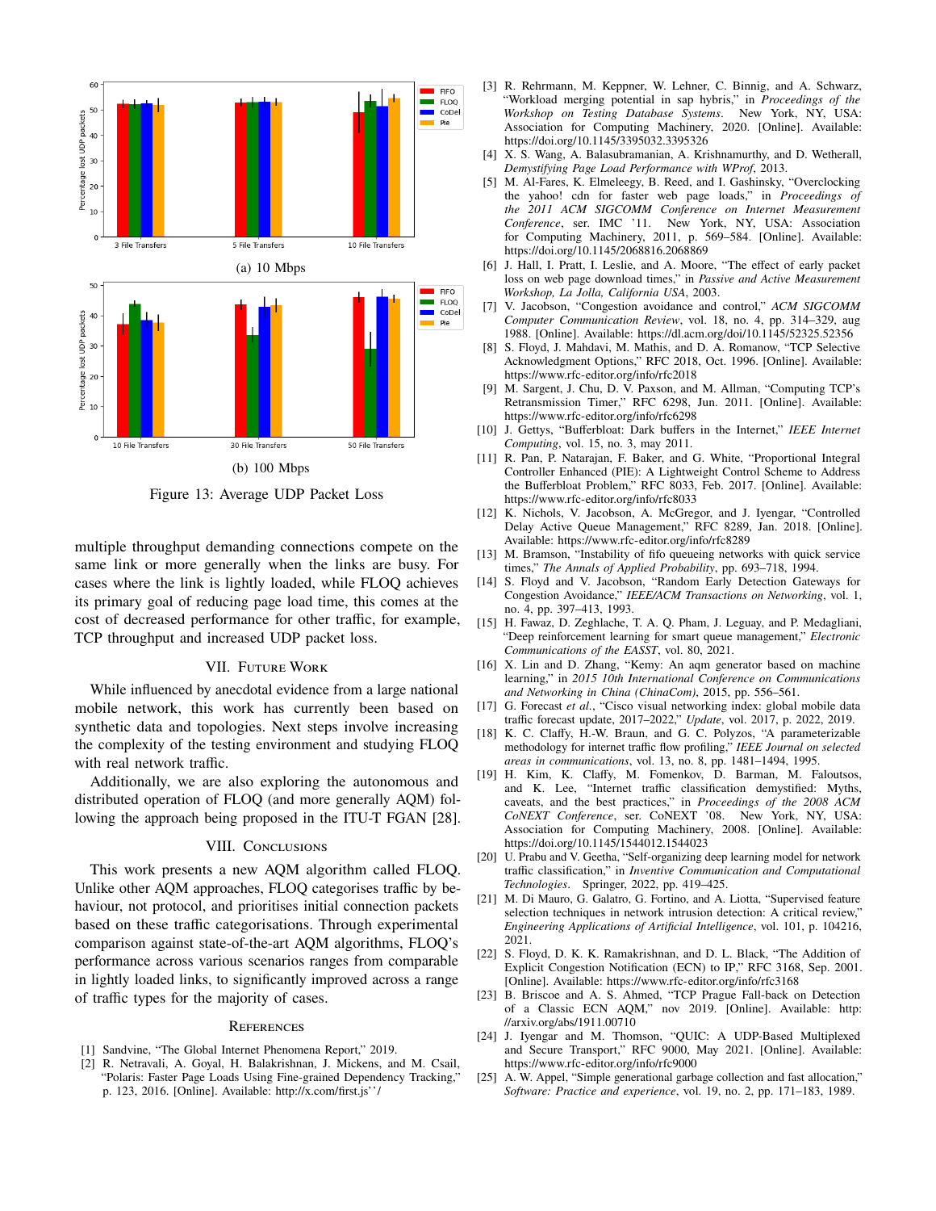(a) 10 Mbps

(b) 100 Mbps

Figure 13: Average UDP Packet Loss

multiple throughput demanding connections compete on the same link or more generally when the links are busy. For cases where the link is lightly loaded, while FLOQ achieves its primary goal of reducing page load time, this comes at the cost of decreased performance for other traffic, for example, TCP throughput and increased UDP packet loss.

## VII. Future Work

While influenced by anecdotal evidence from a large national mobile network, this work has currently been based on synthetic data and topologies. Next steps involve increasing the complexity of the testing environment and studying FLOQ with real network traffic.

Additionally, we are also exploring the autonomous and distributed operation of FLOQ (and more generally AQM) following the approach being proposed in the ITU-T FGAN [28].

## VIII. Conclusions

This work presents a new AQM algorithm called FLOQ. Unlike other AQM approaches, FLOQ categorises traffic by behaviour, not protocol, and prioritises initial connection packets based on these traffic categorisations. Through experimental comparison against state-of-the-art AQM algorithms, FLOQ's performance across various scenarios ranges from comparable in lightly loaded links, to significantly improved across a range of traffic types for the majority of cases.

## References

[1] Sandvine, "The Global Internet Phenomena Report," 2019.

[2] R. Netravali, A. Goyal, H. Balakrishnan, J. Mickens, and M. Csail, "Polaris: Faster Page Loads Using Fine-grained Dependency Tracking," p. 123, 2016. [Online]. Available: http://x.com/first.js''/

[3] R. Rehrmann, M. Keppner, W. Lehner, C. Binnig, and A. Schwarz, "Workload merging potential in sap hybris," in *Proceedings of the Workshop on Testing Database Systems*. New York, NY, USA: Association for Computing Machinery, 2020. [Online]. Available: https://doi.org/10.1145/3395032.3395326

[4] X. S. Wang, A. Balasubramanian, A. Krishnamurthy, and D. Wetherall, *Demystifying Page Load Performance with WProf*, 2013.

[5] M. Al-Fares, K. Elmeleegy, B. Reed, and I. Gashinsky, "Overclocking the yahoo! cdn for faster web page loads," in *Proceedings of the 2011 ACM SIGCOMM Conference on Internet Measurement Conference*, ser. IMC '11. New York, NY, USA: Association for Computing Machinery, 2011, p. 569–584. [Online]. Available: https://doi.org/10.1145/2068816.2068869

[6] J. Hall, I. Pratt, I. Leslie, and A. Moore, "The effect of early packet loss on web page download times," in *Passive and Active Measurement Workshop, La Jolla, California USA*, 2003.

[7] V. Jacobson, "Congestion avoidance and control," *ACM SIGCOMM Computer Communication Review*, vol. 18, no. 4, pp. 314–329, aug 1988. [Online]. Available: https://dl.acm.org/doi/10.1145/52325.52356

[8] S. Floyd, J. Mahdavi, M. Mathis, and D. A. Romanow, "TCP Selective Acknowledgment Options," RFC 2018, Oct. 1996. [Online]. Available: https://www.rfc-editor.org/info/rfc2018

[9] M. Sargent, J. Chu, D. V. Paxson, and M. Allman, "Computing TCP's Retransmission Timer," RFC 6298, Jun. 2011. [Online]. Available: https://www.rfc-editor.org/info/rfc6298

[10] J. Gettys, "Bufferbloat: Dark buffers in the Internet," *IEEE Internet Computing*, vol. 15, no. 3, may 2011.

[11] R. Pan, P. Natarajan, F. Baker, and G. White, "Proportional Integral Controller Enhanced (PIE): A Lightweight Control Scheme to Address the Bufferbloat Problem," RFC 8033, Feb. 2017. [Online]. Available: https://www.rfc-editor.org/info/rfc8033

[12] K. Nichols, V. Jacobson, A. McGregor, and J. Iyengar, "Controlled Delay Active Queue Management," RFC 8289, Jan. 2018. [Online]. Available: https://www.rfc-editor.org/info/rfc8289

[13] M. Bramson, "Instability of fifo queueing networks with quick service times," *The Annals of Applied Probability*, pp. 693–718, 1994.

[14] S. Floyd and V. Jacobson, "Random Early Detection Gateways for Congestion Avoidance," *IEEE/ACM Transactions on Networking*, vol. 1, no. 4, pp. 397–413, 1993.

[15] H. Fawaz, D. Zeghlache, T. A. Q. Pham, J. Leguay, and P. Medagliani, "Deep reinforcement learning for smart queue management," *Electronic Communications of the EASST*, vol. 80, 2021.

[16] X. Lin and D. Zhang, "Kemy: An aqm generator based on machine learning," in *2015 10th International Conference on Communications and Networking in China (ChinaCom)*, 2015, pp. 556–561.

[17] G. Forecast *et al.*, "Cisco visual networking index: global mobile data traffic forecast update, 2017–2022," *Update*, vol. 2017, p. 2022, 2019.

[18] K. C. Claffy, H.-W. Braun, and G. C. Polyzos, "A parameterizable methodology for internet traffic flow profiling," *IEEE Journal on selected areas in communications*, vol. 13, no. 8, pp. 1481–1494, 1995.

[19] H. Kim, K. Claffy, M. Fomenkov, D. Barman, M. Faloutsos, and K. Lee, "Internet traffic classification demystified: Myths, caveats, and the best practices," in *Proceedings of the 2008 ACM CoNEXT Conference*, ser. CoNEXT '08. New York, NY, USA: Association for Computing Machinery, 2008. [Online]. Available: https://doi.org/10.1145/1544012.1544023

[20] U. Prabu and V. Geetha, "Self-organizing deep learning model for network traffic classification," in *Inventive Communication and Computational Technologies*. Springer, 2022, pp. 419–425.

[21] M. Di Mauro, G. Galatro, G. Fortino, and A. Liotta, "Supervised feature selection techniques in network intrusion detection: A critical review," *Engineering Applications of Artificial Intelligence*, vol. 101, p. 104216, 2021.

[22] S. Floyd, D. K. K. Ramakrishnan, and D. L. Black, "The Addition of Explicit Congestion Notification (ECN) to IP," RFC 3168, Sep. 2001. [Online]. Available: https://www.rfc-editor.org/info/rfc3168

[23] B. Briscoe and A. S. Ahmed, "TCP Prague Fall-back on Detection of a Classic ECN AQM," nov 2019. [Online]. Available: http://arxiv.org/abs/1911.00710

[24] J. Iyengar and M. Thomson, "QUIC: A UDP-Based Multiplexed and Secure Transport," RFC 9000, May 2021. [Online]. Available: https://www.rfc-editor.org/info/rfc9000

[25] A. W. Appel, "Simple generational garbage collection and fast allocation," *Software: Practice and experience*, vol. 19, no. 2, pp. 171–183, 1989.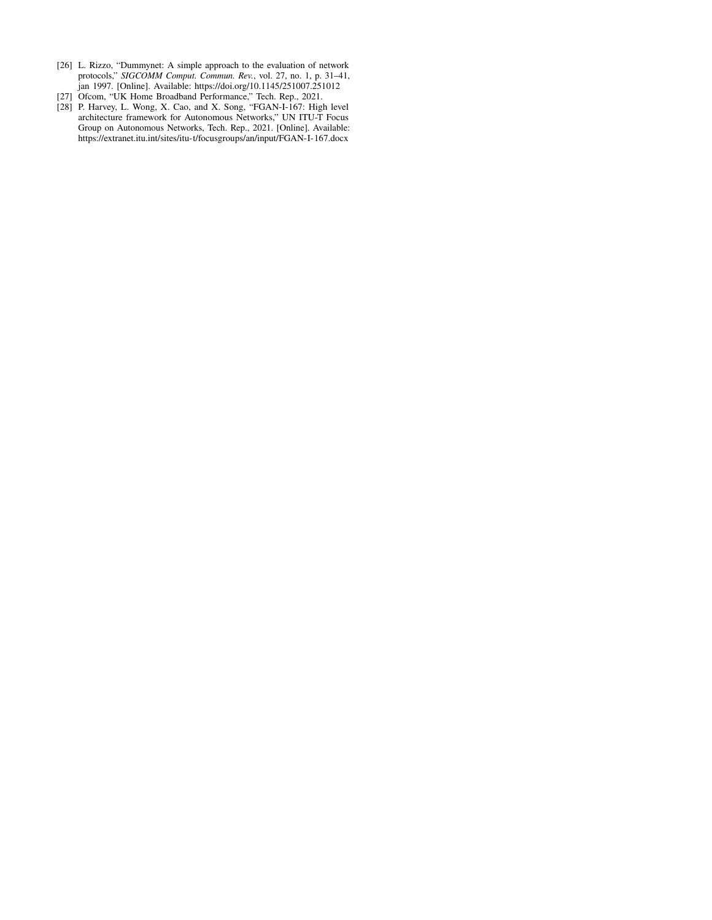[26] L. Rizzo, "Dummynet: A simple approach to the evaluation of network protocols," *SIGCOMM Comput. Commun. Rev.*, vol. 27, no. 1, p. 31–41, jan 1997. [Online]. Available: https://doi.org/10.1145/251007.251012

[27] Ofcom, "UK Home Broadband Performance," Tech. Rep., 2021.

[28] P. Harvey, L. Wong, X. Cao, and X. Song, "FGAN-I-167: High level architecture framework for Autonomous Networks," UN ITU-T Focus Group on Autonomous Networks, Tech. Rep., 2021. [Online]. Available: https://extranet.itu.int/sites/itu-t/focusgroups/an/input/FGAN-I-167.docx